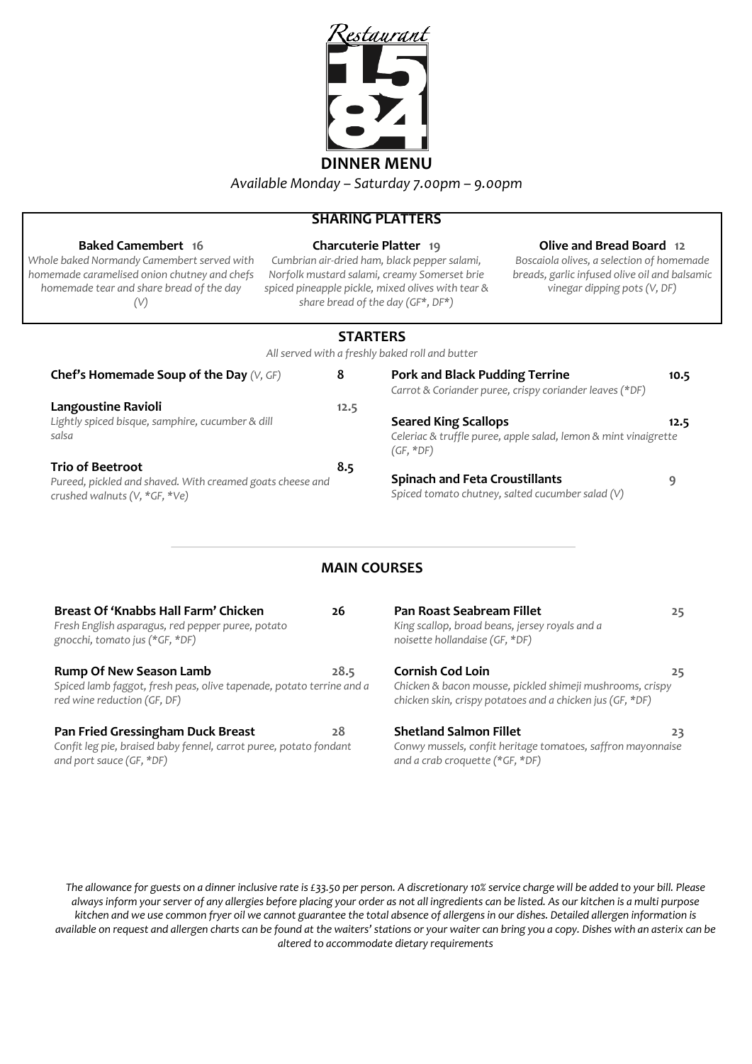Restaurant

15
84

# DINNER MENU

*Available Monday – Saturday 7.00pm – 9.00pm*

## SHARING PLATTERS

**Baked Camembert 16**
*Whole baked Normandy Camembert served with homemade caramelised onion chutney and chefs homemade tear and share bread of the day (V)*

**Charcuterie Platter 19**
*Cumbrian air-dried ham, black pepper salami, Norfolk mustard salami, creamy Somerset brie spiced pineapple pickle, mixed olives with tear & share bread of the day (GF*, DF*)*

**Olive and Bread Board 12**
*Boscaiola olives, a selection of homemade breads, garlic infused olive oil and balsamic vinegar dipping pots (V, DF)*

## STARTERS

*All served with a freshly baked roll and butter*

**Chef's Homemade Soup of the Day** *(V, GF)* **8**

**Langoustine Ravioli 12.5**
*Lightly spiced bisque, samphire, cucumber & dill salsa*

**Trio of Beetroot 8.5**
*Pureed, pickled and shaved. With creamed goats cheese and crushed walnuts (V, *GF, *Ve)*

**Pork and Black Pudding Terrine 10.5**
*Carrot & Coriander puree, crispy coriander leaves (*DF)*

**Seared King Scallops 12.5**
*Celeriac & truffle puree, apple salad, lemon & mint vinaigrette (GF, *DF)*

**Spinach and Feta Croustillants 9**
*Spiced tomato chutney, salted cucumber salad (V)*

## MAIN COURSES

**Breast Of 'Knabbs Hall Farm' Chicken 26**
*Fresh English asparagus, red pepper puree, potato gnocchi, tomato jus (*GF, *DF)*

**Rump Of New Season Lamb 28.5**
*Spiced lamb faggot, fresh peas, olive tapenade, potato terrine and a red wine reduction (GF, DF)*

**Pan Fried Gressingham Duck Breast 28**
*Confit leg pie, braised baby fennel, carrot puree, potato fondant and port sauce (GF, *DF)*

**Pan Roast Seabream Fillet 25**
*King scallop, broad beans, jersey royals and a noisette hollandaise (GF, *DF)*

**Cornish Cod Loin 25**
*Chicken & bacon mousse, pickled shimeji mushrooms, crispy chicken skin, crispy potatoes and a chicken jus (GF, *DF)*

**Shetland Salmon Fillet 23**
*Conwy mussels, confit heritage tomatoes, saffron mayonnaise and a crab croquette (*GF, *DF)*

*The allowance for guests on a dinner inclusive rate is £33.50 per person. A discretionary 10% service charge will be added to your bill. Please always inform your server of any allergies before placing your order as not all ingredients can be listed. As our kitchen is a multi purpose kitchen and we use common fryer oil we cannot guarantee the total absence of allergens in our dishes. Detailed allergen information is available on request and allergen charts can be found at the waiters' stations or your waiter can bring you a copy. Dishes with an asterix can be altered to accommodate dietary requirements*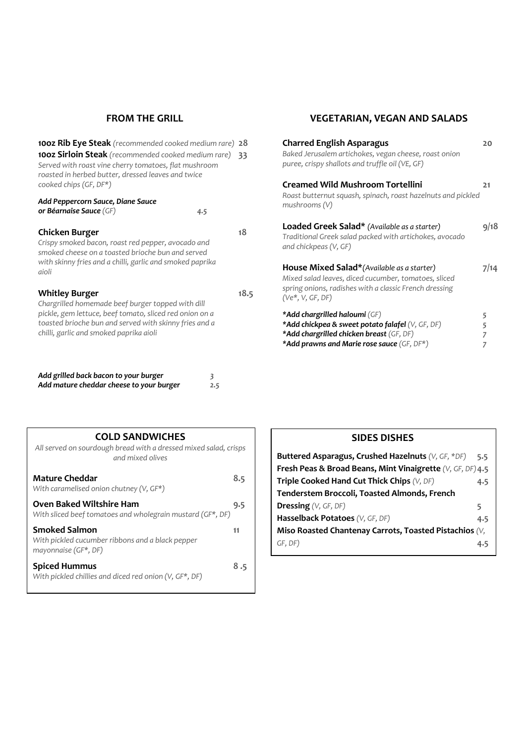## FROM THE GRILL

**10oz Rib Eye Steak** *(recommended cooked medium rare)* **28**
**10oz Sirloin Steak** *(recommended cooked medium rare)* **33**
*Served with roast vine cherry tomatoes, flat mushroom roasted in herbed butter, dressed leaves and twice cooked chips (GF, DF*)*

***Add Peppercorn Sauce, Diane Sauce or Béarnaise Sauce*** *(GF)* 4.5

**Chicken Burger** 18
*Crispy smoked bacon, roast red pepper, avocado and smoked cheese on a toasted brioche bun and served with skinny fries and a chilli, garlic and smoked paprika aioli*

**Whitley Burger** 18.5
*Chargrilled homemade beef burger topped with dill pickle, gem lettuce, beef tomato, sliced red onion on a toasted brioche bun and served with skinny fries and a chilli, garlic and smoked paprika aioli*

***Add grilled back bacon to your burger*** 3
***Add mature cheddar cheese to your burger*** 2.5

## VEGETARIAN, VEGAN AND SALADS

**Charred English Asparagus** 20
*Baked Jerusalem artichokes, vegan cheese, roast onion puree, crispy shallots and truffle oil (VE, GF)*

**Creamed Wild Mushroom Tortellini** 21
*Roast butternut squash, spinach, roast hazelnuts and pickled mushrooms (V)*

**Loaded Greek Salad*** *(Available as a starter)* 9/18
*Traditional Greek salad packed with artichokes, avocado and chickpeas (V, GF)*

**House Mixed Salad*** *(Available as a starter)* 7/14
*Mixed salad leaves, diced cucumber, tomatoes, sliced spring onions, radishes with a classic French dressing (Ve*, V, GF, DF)*

***Add chargrilled haloumi*** *(GF)* 5
***Add chickpea & sweet potato falafel*** *(V, GF, DF)* 5
***Add chargrilled chicken breast*** *(GF, DF)* 7
***Add prawns and Marie rose sauce*** *(GF, DF*)* 7

## COLD SANDWICHES

*All served on sourdough bread with a dressed mixed salad, crisps and mixed olives*

**Mature Cheddar** 8.5
*With caramelised onion chutney (V, GF*)*

**Oven Baked Wiltshire Ham** 9.5
*With sliced beef tomatoes and wholegrain mustard (GF*, DF)*

**Smoked Salmon** 11
*With pickled cucumber ribbons and a black pepper mayonnaise (GF*, DF)*

**Spiced Hummus** 8.5
*With pickled chillies and diced red onion (V, GF*, DF)*

## SIDES DISHES

**Buttered Asparagus, Crushed Hazelnuts** *(V, GF, *DF)* 5.5
**Fresh Peas & Broad Beans, Mint Vinaigrette** *(V, GF, DF)* 4.5
**Triple Cooked Hand Cut Thick Chips** *(V, DF)* 4.5
**Tenderstem Broccoli, Toasted Almonds, French Dressing** *(V, GF, DF)* 5
**Hasselback Potatoes** *(V, GF, DF)* 4.5
**Miso Roasted Chantenay Carrots, Toasted Pistachios** *(V, GF, DF)* 4.5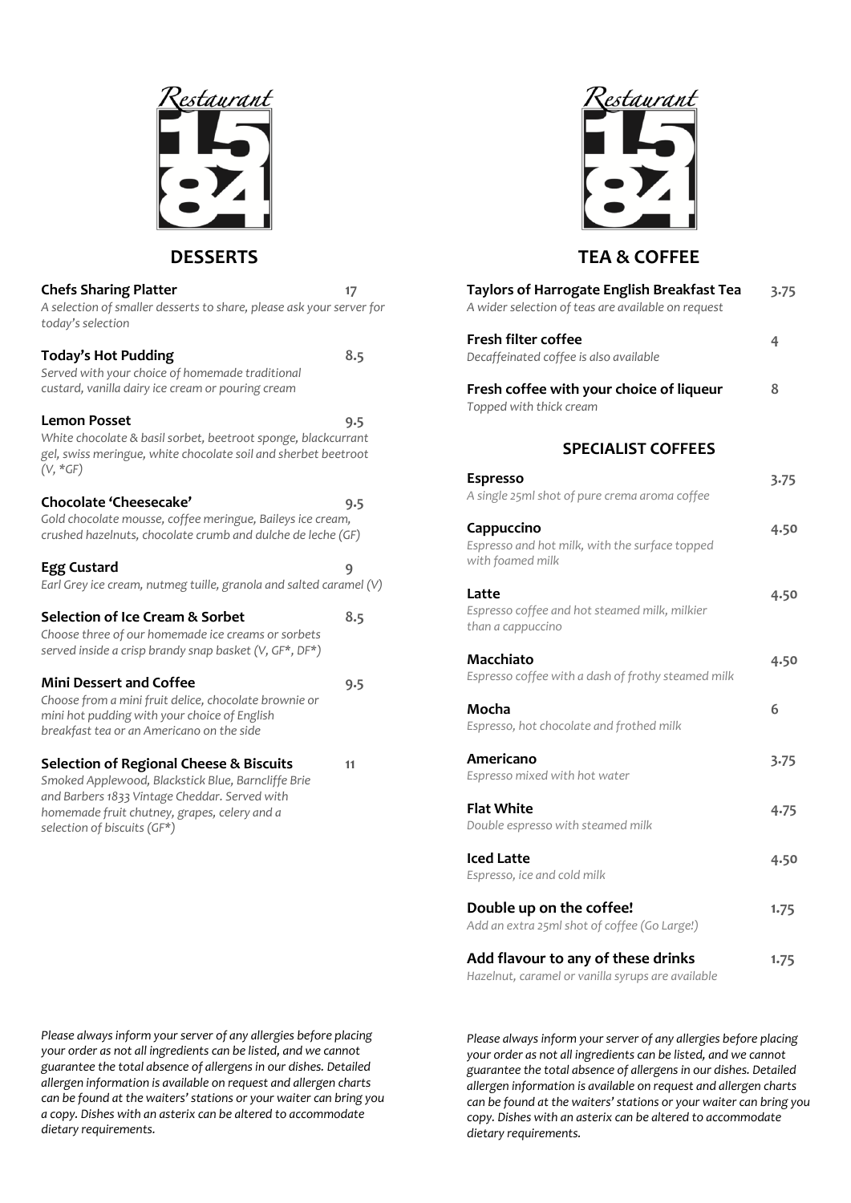Restaurant 1584

## DESSERTS

**Chefs Sharing Platter** 17
*A selection of smaller desserts to share, please ask your server for today's selection*

**Today's Hot Pudding** 8.5
*Served with your choice of homemade traditional custard, vanilla dairy ice cream or pouring cream*

**Lemon Posset** 9.5
*White chocolate & basil sorbet, beetroot sponge, blackcurrant gel, swiss meringue, white chocolate soil and sherbet beetroot (V, *GF)*

**Chocolate 'Cheesecake'** 9.5
*Gold chocolate mousse, coffee meringue, Baileys ice cream, crushed hazelnuts, chocolate crumb and dulche de leche (GF)*

**Egg Custard** 9
*Earl Grey ice cream, nutmeg tuille, granola and salted caramel (V)*

**Selection of Ice Cream & Sorbet** 8.5
*Choose three of our homemade ice creams or sorbets served inside a crisp brandy snap basket (V, GF*, DF*)*

**Mini Dessert and Coffee** 9.5
*Choose from a mini fruit delice, chocolate brownie or mini hot pudding with your choice of English breakfast tea or an Americano on the side*

**Selection of Regional Cheese & Biscuits** 11
*Smoked Applewood, Blackstick Blue, Barncliffe Brie and Barbers 1833 Vintage Cheddar. Served with homemade fruit chutney, grapes, celery and a selection of biscuits (GF*)*

*Please always inform your server of any allergies before placing your order as not all ingredients can be listed, and we cannot guarantee the total absence of allergens in our dishes. Detailed allergen information is available on request and allergen charts can be found at the waiters' stations or your waiter can bring you a copy. Dishes with an asterix can be altered to accommodate dietary requirements.*

Restaurant 1584

## TEA & COFFEE

**Taylors of Harrogate English Breakfast Tea** 3.75
*A wider selection of teas are available on request*

**Fresh filter coffee** 4
*Decaffeinated coffee is also available*

**Fresh coffee with your choice of liqueur** 8
*Topped with thick cream*

### SPECIALIST COFFEES

**Espresso** 3.75
*A single 25ml shot of pure crema aroma coffee*

**Cappuccino** 4.50
*Espresso and hot milk, with the surface topped with foamed milk*

**Latte** 4.50
*Espresso coffee and hot steamed milk, milkier than a cappuccino*

**Macchiato** 4.50
*Espresso coffee with a dash of frothy steamed milk*

**Mocha** 6
*Espresso, hot chocolate and frothed milk*

**Americano** 3.75
*Espresso mixed with hot water*

**Flat White** 4.75
*Double espresso with steamed milk*

**Iced Latte** 4.50
*Espresso, ice and cold milk*

**Double up on the coffee!** 1.75
*Add an extra 25ml shot of coffee (Go Large!)*

**Add flavour to any of these drinks** 1.75
*Hazelnut, caramel or vanilla syrups are available*

*Please always inform your server of any allergies before placing your order as not all ingredients can be listed, and we cannot guarantee the total absence of allergens in our dishes. Detailed allergen information is available on request and allergen charts can be found at the waiters' stations or your waiter can bring you copy. Dishes with an asterix can be altered to accommodate dietary requirements.*